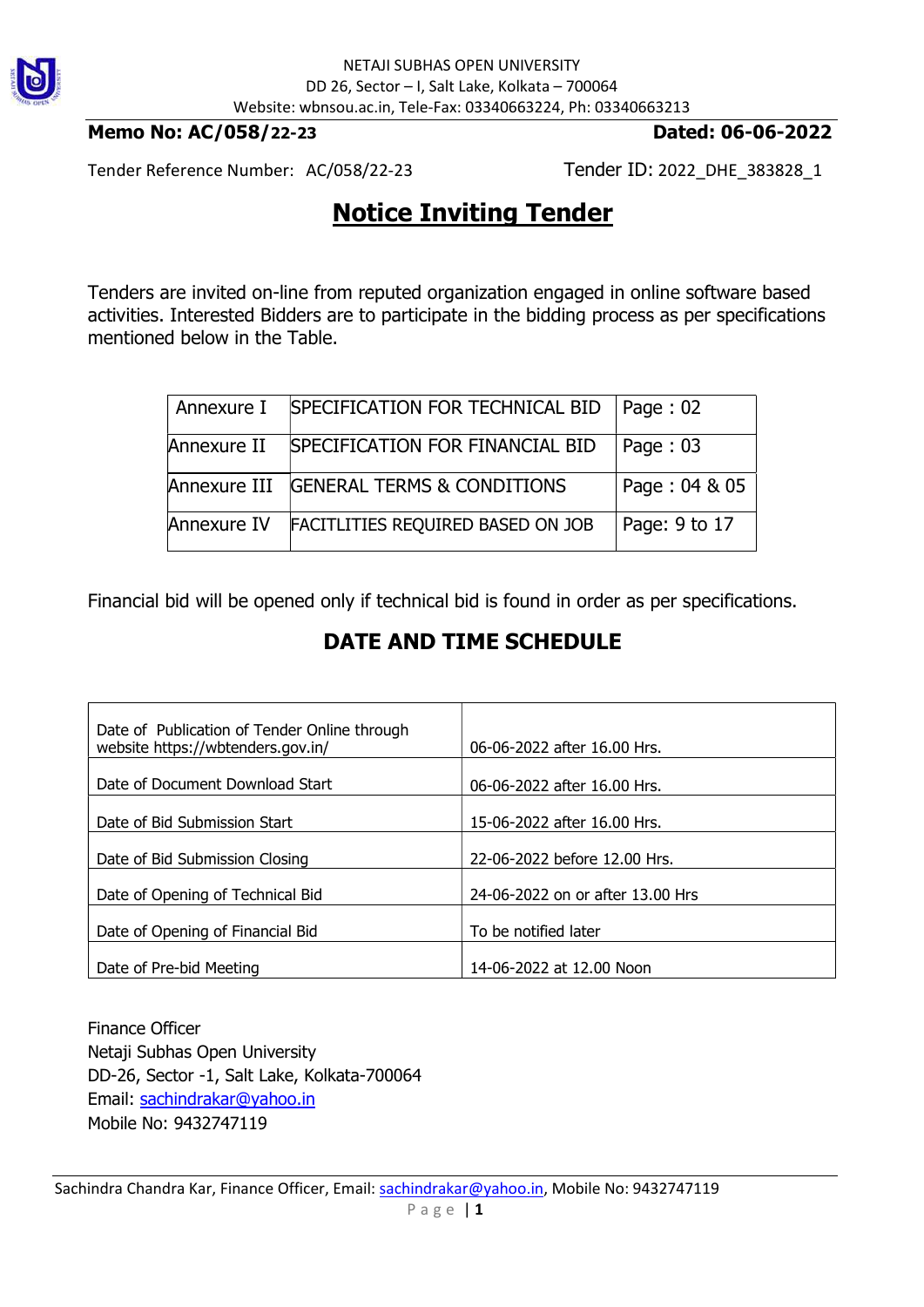NETAJI SUBHAS OPEN UNIVERSITY
DD 26, Sector – I, Salt Lake, Kolkata – 700064
Website: wbnsou.ac.in, Tele-Fax: 03340663224, Ph: 03340663213

**Memo No: AC/058/22-23** **Dated: 06-06-2022**

Tender Reference Number: AC/058/22-23 Tender ID: 2022_DHE_383828_1

# Notice Inviting Tender

Tenders are invited on-line from reputed organization engaged in online software based activities. Interested Bidders are to participate in the bidding process as per specifications mentioned below in the Table.

| Annexure I | SPECIFICATION FOR TECHNICAL BID | Page : 02 |
|---|---|---|
| Annexure II | SPECIFICATION FOR FINANCIAL BID | Page : 03 |
| Annexure III | GENERAL TERMS & CONDITIONS | Page : 04 & 05 |
| Annexure IV | FACITLITIES REQUIRED BASED ON JOB | Page: 9 to 17 |

Financial bid will be opened only if technical bid is found in order as per specifications.

## DATE AND TIME SCHEDULE

| | |
|---|---|
| Date of Publication of Tender Online through website https://wbtenders.gov.in/ | 06-06-2022 after 16.00 Hrs. |
| Date of Document Download Start | 06-06-2022 after 16.00 Hrs. |
| Date of Bid Submission Start | 15-06-2022 after 16.00 Hrs. |
| Date of Bid Submission Closing | 22-06-2022 before 12.00 Hrs. |
| Date of Opening of Technical Bid | 24-06-2022 on or after 13.00 Hrs |
| Date of Opening of Financial Bid | To be notified later |
| Date of Pre-bid Meeting | 14-06-2022 at 12.00 Noon |

Finance Officer
Netaji Subhas Open University
DD-26, Sector -1, Salt Lake, Kolkata-700064
Email: sachindrakar@yahoo.in
Mobile No: 9432747119

Sachindra Chandra Kar, Finance Officer, Email: sachindrakar@yahoo.in, Mobile No: 9432747119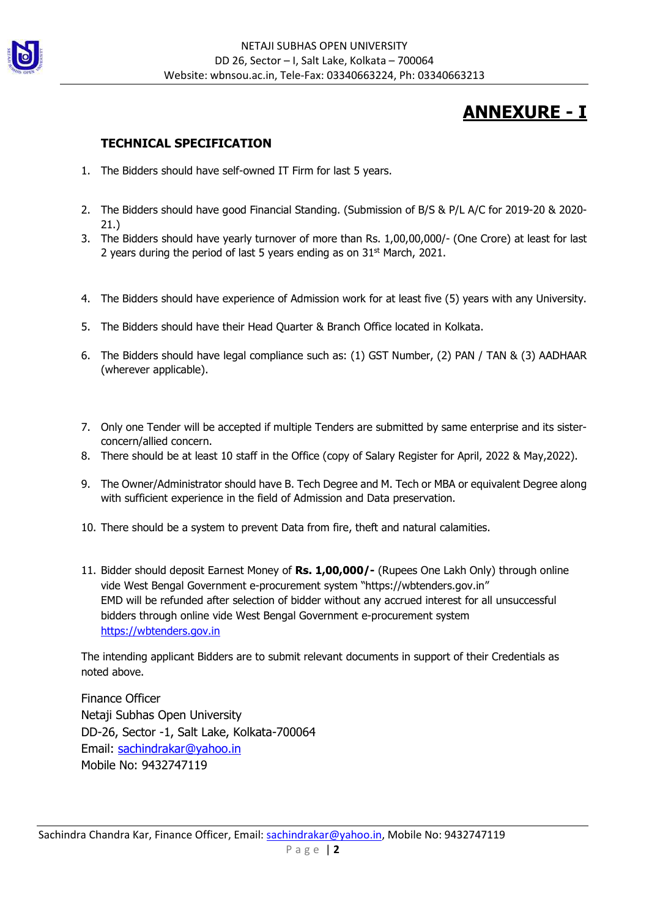# ANNEXURE - I

### TECHNICAL SPECIFICATION

1. The Bidders should have self-owned IT Firm for last 5 years.
2. The Bidders should have good Financial Standing. (Submission of B/S & P/L A/C for 2019-20 & 2020-21.)
3. The Bidders should have yearly turnover of more than Rs. 1,00,00,000/- (One Crore) at least for last 2 years during the period of last 5 years ending as on 31st March, 2021.
4. The Bidders should have experience of Admission work for at least five (5) years with any University.
5. The Bidders should have their Head Quarter & Branch Office located in Kolkata.
6. The Bidders should have legal compliance such as: (1) GST Number, (2) PAN / TAN & (3) AADHAAR (wherever applicable).
7. Only one Tender will be accepted if multiple Tenders are submitted by same enterprise and its sister-concern/allied concern.
8. There should be at least 10 staff in the Office (copy of Salary Register for April, 2022 & May,2022).
9. The Owner/Administrator should have B. Tech Degree and M. Tech or MBA or equivalent Degree along with sufficient experience in the field of Admission and Data preservation.
10. There should be a system to prevent Data from fire, theft and natural calamities.
11. Bidder should deposit Earnest Money of **Rs. 1,00,000/-** (Rupees One Lakh Only) through online vide West Bengal Government e-procurement system "https://wbtenders.gov.in"
    EMD will be refunded after selection of bidder without any accrued interest for all unsuccessful bidders through online vide West Bengal Government e-procurement system https://wbtenders.gov.in

The intending applicant Bidders are to submit relevant documents in support of their Credentials as noted above.

Finance Officer
Netaji Subhas Open University
DD-26, Sector -1, Salt Lake, Kolkata-700064
Email: sachindrakar@yahoo.in
Mobile No: 9432747119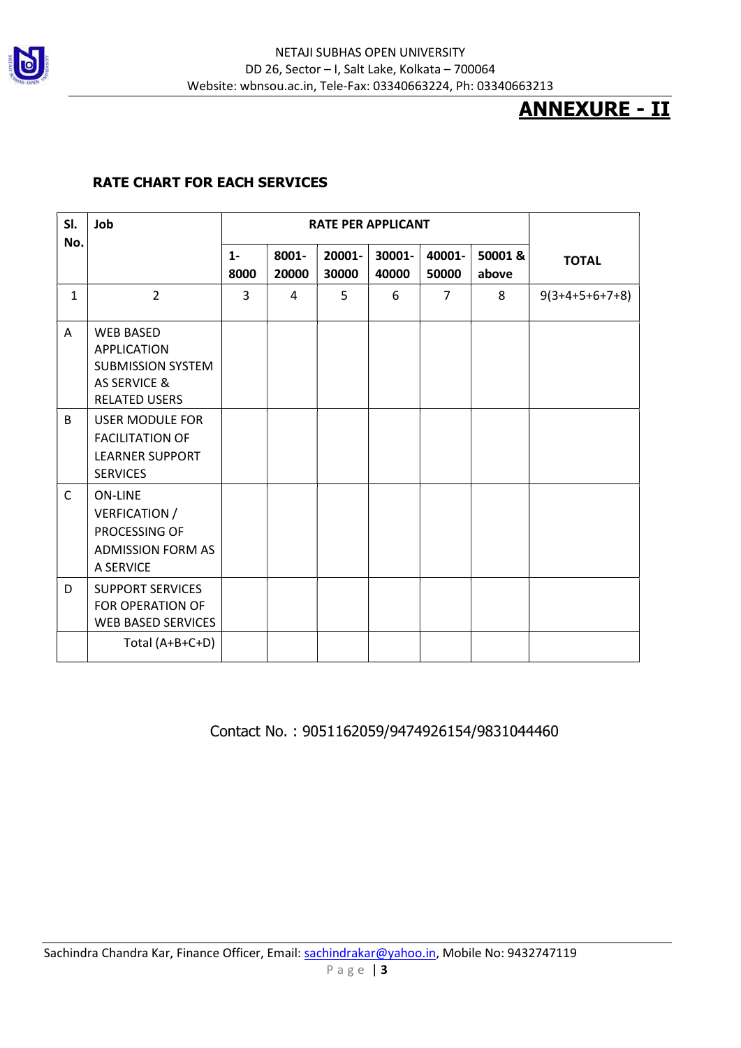## ANNEXURE - II

### RATE CHART FOR EACH SERVICES

| Sl. No. | Job | RATE PER APPLICANT | | | | | | TOTAL |
|---|---|---|---|---|---|---|---|---|
| | | 1-8000 | 8001-20000 | 20001-30000 | 30001-40000 | 40001-50000 | 50001 & above | |
| 1 | 2 | 3 | 4 | 5 | 6 | 7 | 8 | 9(3+4+5+6+7+8) |
| A | WEB BASED APPLICATION SUBMISSION SYSTEM AS SERVICE & RELATED USERS | | | | | | | |
| B | USER MODULE FOR FACILITATION OF LEARNER SUPPORT SERVICES | | | | | | | |
| C | ON-LINE VERFICATION / PROCESSING OF ADMISSION FORM AS A SERVICE | | | | | | | |
| D | SUPPORT SERVICES FOR OPERATION OF WEB BASED SERVICES | | | | | | | |
| | Total (A+B+C+D) | | | | | | | |

Contact No. : 9051162059/9474926154/9831044460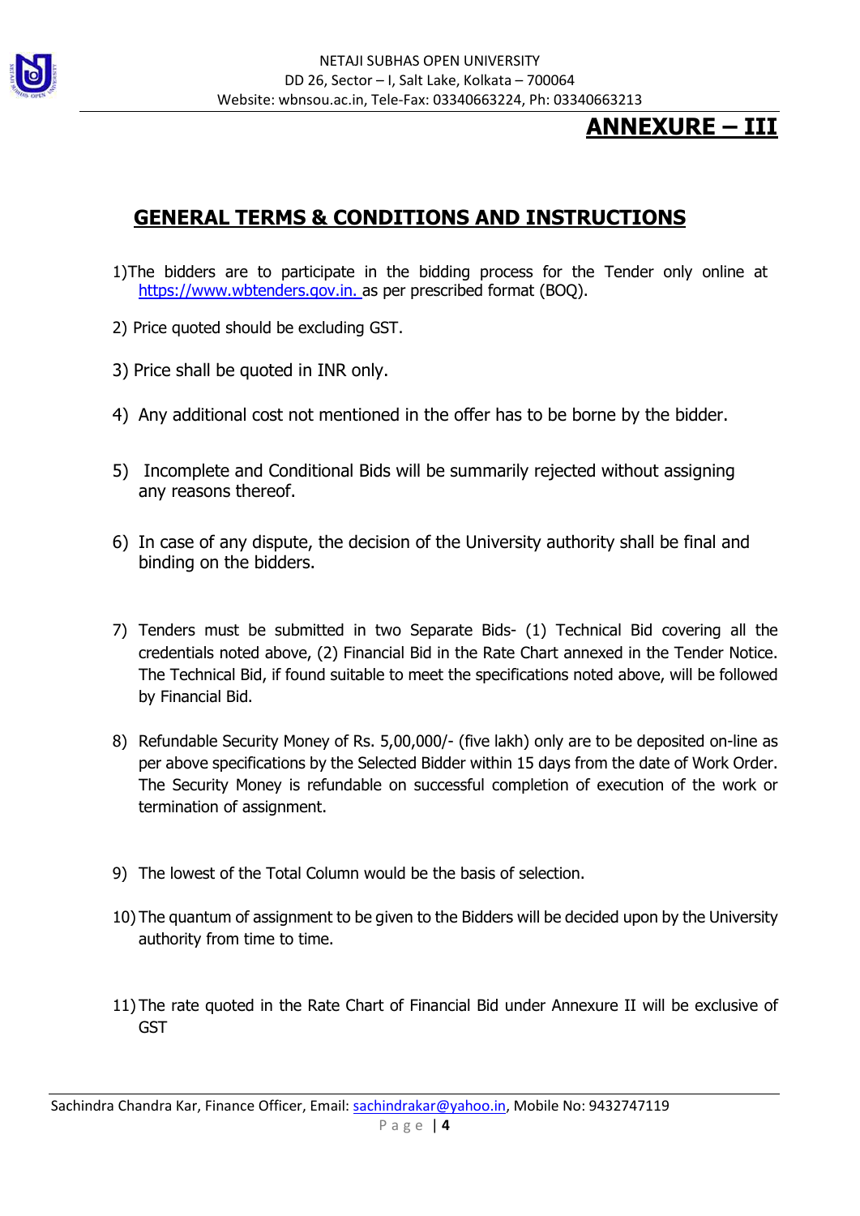# ANNEXURE – III

## GENERAL TERMS & CONDITIONS AND INSTRUCTIONS

1) The bidders are to participate in the bidding process for the Tender only online at https://www.wbtenders.gov.in. as per prescribed format (BOQ).

2) Price quoted should be excluding GST.

3) Price shall be quoted in INR only.

4) Any additional cost not mentioned in the offer has to be borne by the bidder.

5) Incomplete and Conditional Bids will be summarily rejected without assigning any reasons thereof.

6) In case of any dispute, the decision of the University authority shall be final and binding on the bidders.

7) Tenders must be submitted in two Separate Bids- (1) Technical Bid covering all the credentials noted above, (2) Financial Bid in the Rate Chart annexed in the Tender Notice. The Technical Bid, if found suitable to meet the specifications noted above, will be followed by Financial Bid.

8) Refundable Security Money of Rs. 5,00,000/- (five lakh) only are to be deposited on-line as per above specifications by the Selected Bidder within 15 days from the date of Work Order. The Security Money is refundable on successful completion of execution of the work or termination of assignment.

9) The lowest of the Total Column would be the basis of selection.

10) The quantum of assignment to be given to the Bidders will be decided upon by the University authority from time to time.

11) The rate quoted in the Rate Chart of Financial Bid under Annexure II will be exclusive of GST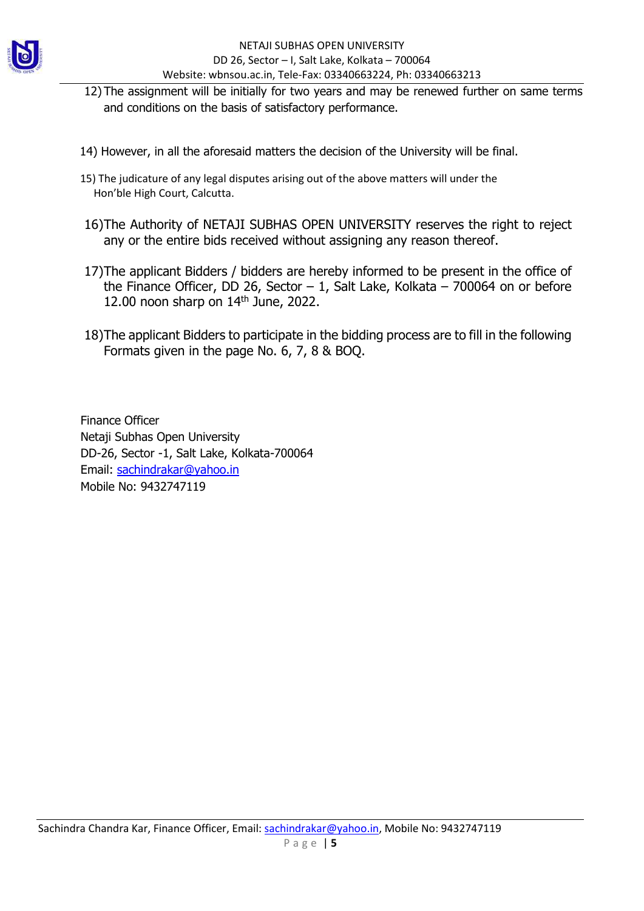12) The assignment will be initially for two years and may be renewed further on same terms and conditions on the basis of satisfactory performance.

14) However, in all the aforesaid matters the decision of the University will be final.

15) The judicature of any legal disputes arising out of the above matters will under the Hon'ble High Court, Calcutta.

16) The Authority of NETAJI SUBHAS OPEN UNIVERSITY reserves the right to reject any or the entire bids received without assigning any reason thereof.

17) The applicant Bidders / bidders are hereby informed to be present in the office of the Finance Officer, DD 26, Sector – 1, Salt Lake, Kolkata – 700064 on or before 12.00 noon sharp on 14th June, 2022.

18) The applicant Bidders to participate in the bidding process are to fill in the following Formats given in the page No. 6, 7, 8 & BOQ.

Finance Officer
Netaji Subhas Open University
DD-26, Sector -1, Salt Lake, Kolkata-700064
Email: sachindrakar@yahoo.in
Mobile No: 9432747119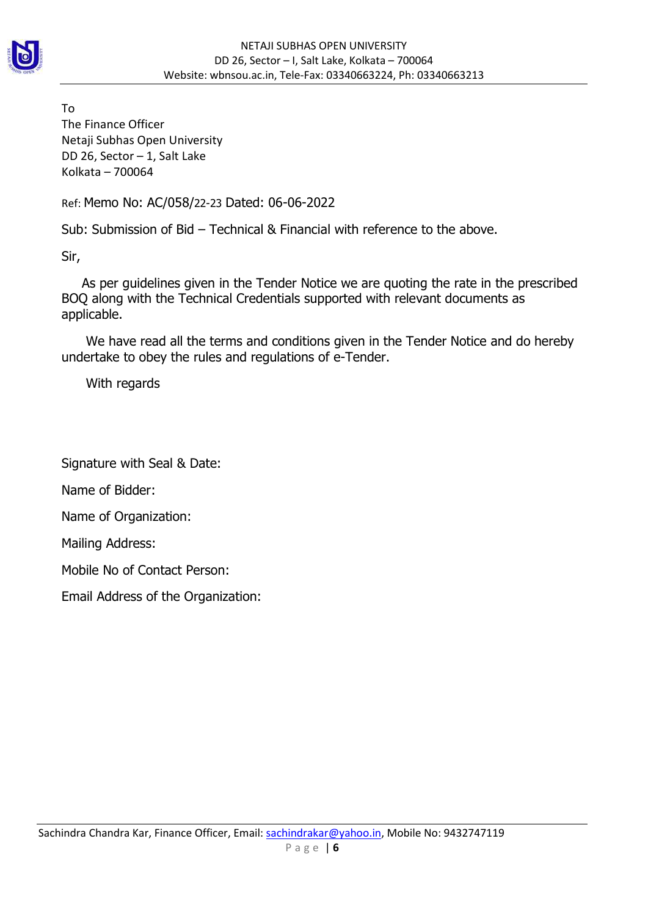To
The Finance Officer
Netaji Subhas Open University
DD 26, Sector – 1, Salt Lake
Kolkata – 700064

Ref: Memo No: AC/058/22-23 Dated: 06-06-2022

Sub: Submission of Bid – Technical & Financial with reference to the above.

Sir,

As per guidelines given in the Tender Notice we are quoting the rate in the prescribed BOQ along with the Technical Credentials supported with relevant documents as applicable.

We have read all the terms and conditions given in the Tender Notice and do hereby undertake to obey the rules and regulations of e-Tender.

With regards

Signature with Seal & Date:

Name of Bidder:

Name of Organization:

Mailing Address:

Mobile No of Contact Person:

Email Address of the Organization: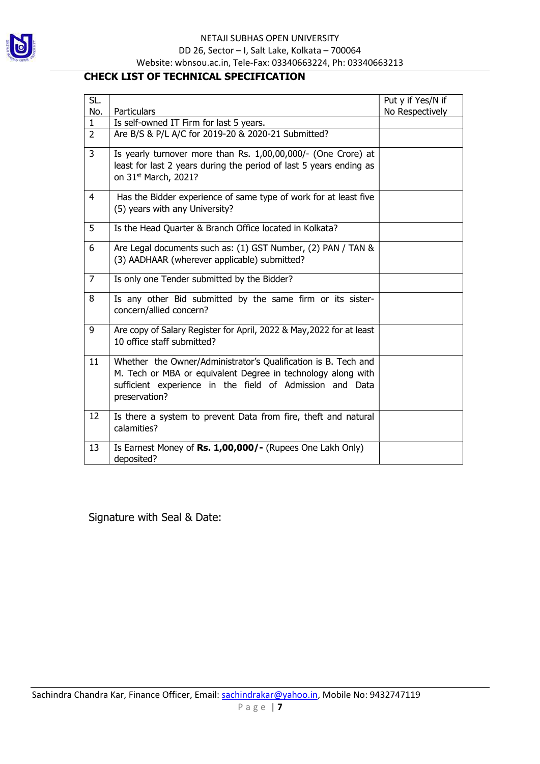## CHECK LIST OF TECHNICAL SPECIFICATION

| SL. No. | Particulars | Put y if Yes/N if No Respectively |
|---|---|---|
| 1 | Is self-owned IT Firm for last 5 years. | |
| 2 | Are B/S & P/L A/C for 2019-20 & 2020-21 Submitted? | |
| 3 | Is yearly turnover more than Rs. 1,00,00,000/- (One Crore) at least for last 2 years during the period of last 5 years ending as on 31st March, 2021? | |
| 4 | Has the Bidder experience of same type of work for at least five (5) years with any University? | |
| 5 | Is the Head Quarter & Branch Office located in Kolkata? | |
| 6 | Are Legal documents such as: (1) GST Number, (2) PAN / TAN & (3) AADHAAR (wherever applicable) submitted? | |
| 7 | Is only one Tender submitted by the Bidder? | |
| 8 | Is any other Bid submitted by the same firm or its sister-concern/allied concern? | |
| 9 | Are copy of Salary Register for April, 2022 & May,2022 for at least 10 office staff submitted? | |
| 11 | Whether the Owner/Administrator's Qualification is B. Tech and M. Tech or MBA or equivalent Degree in technology along with sufficient experience in the field of Admission and Data preservation? | |
| 12 | Is there a system to prevent Data from fire, theft and natural calamities? | |
| 13 | Is Earnest Money of **Rs. 1,00,000/-** (Rupees One Lakh Only) deposited? | |

Signature with Seal & Date: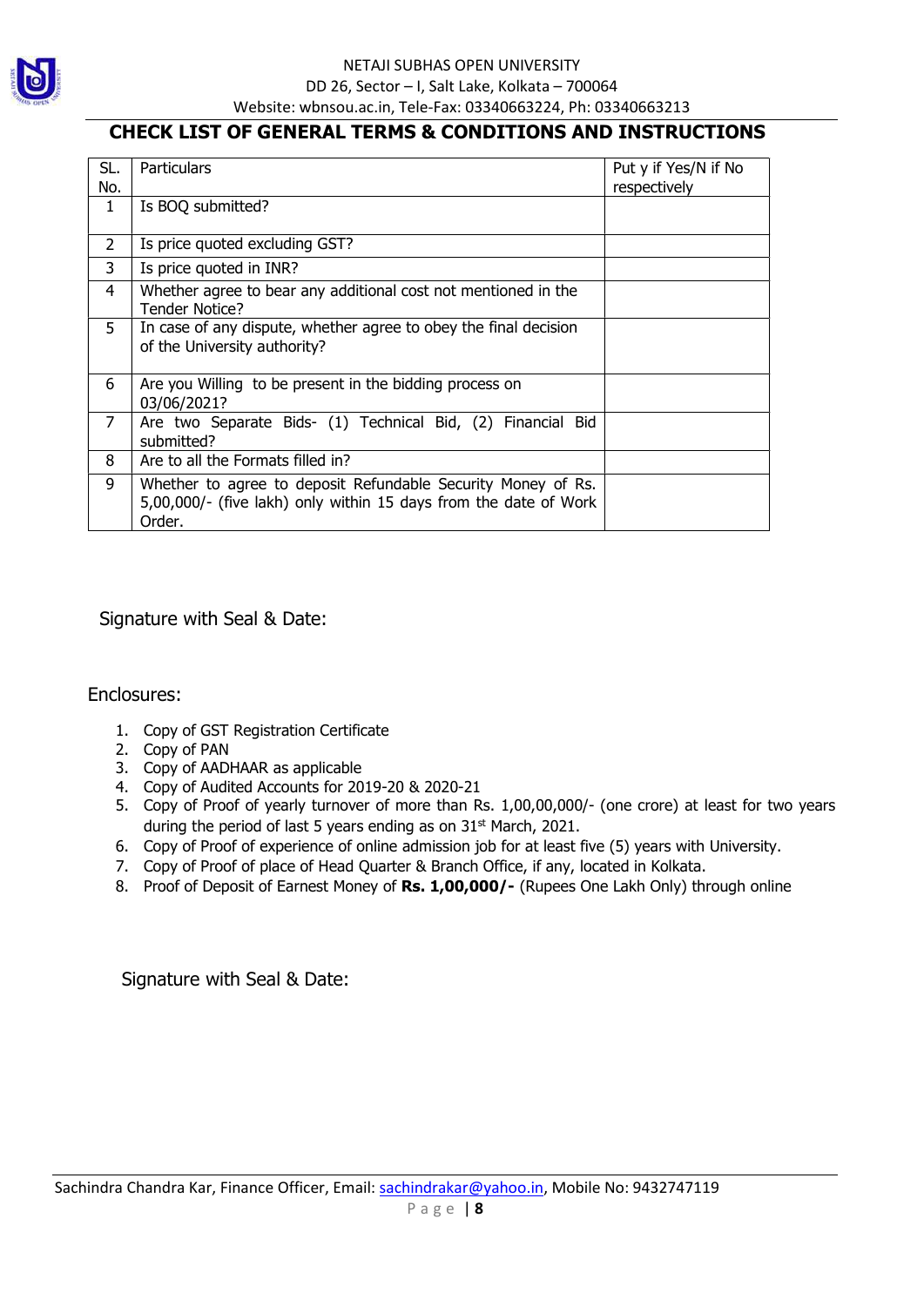NETAJI SUBHAS OPEN UNIVERSITY
DD 26, Sector – I, Salt Lake, Kolkata – 700064
Website: wbnsou.ac.in, Tele-Fax: 03340663224, Ph: 03340663213

## CHECK LIST OF GENERAL TERMS & CONDITIONS AND INSTRUCTIONS

| SL. No. | Particulars | Put y if Yes/N if No respectively |
|---|---|---|
| 1 | Is BOQ submitted? | |
| 2 | Is price quoted excluding GST? | |
| 3 | Is price quoted in INR? | |
| 4 | Whether agree to bear any additional cost not mentioned in the Tender Notice? | |
| 5 | In case of any dispute, whether agree to obey the final decision of the University authority? | |
| 6 | Are you Willing to be present in the bidding process on 03/06/2021? | |
| 7 | Are two Separate Bids- (1) Technical Bid, (2) Financial Bid submitted? | |
| 8 | Are to all the Formats filled in? | |
| 9 | Whether to agree to deposit Refundable Security Money of Rs. 5,00,000/- (five lakh) only within 15 days from the date of Work Order. | |

Signature with Seal & Date:

Enclosures:

1. Copy of GST Registration Certificate
2. Copy of PAN
3. Copy of AADHAAR as applicable
4. Copy of Audited Accounts for 2019-20 & 2020-21
5. Copy of Proof of yearly turnover of more than Rs. 1,00,00,000/- (one crore) at least for two years during the period of last 5 years ending as on 31st March, 2021.
6. Copy of Proof of experience of online admission job for at least five (5) years with University.
7. Copy of Proof of place of Head Quarter & Branch Office, if any, located in Kolkata.
8. Proof of Deposit of Earnest Money of **Rs. 1,00,000/-** (Rupees One Lakh Only) through online

Signature with Seal & Date:

Sachindra Chandra Kar, Finance Officer, Email: sachindrakar@yahoo.in, Mobile No: 9432747119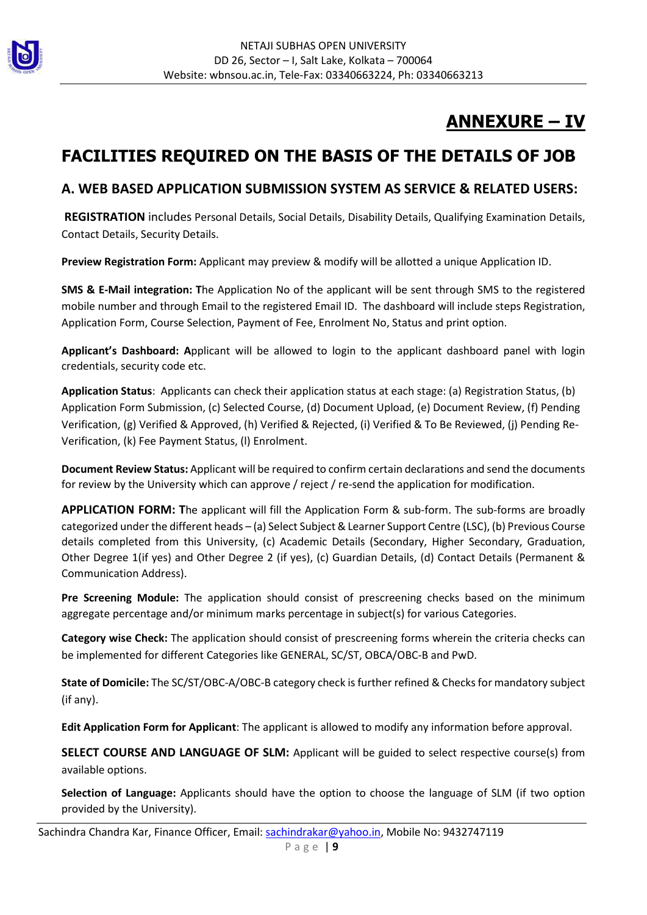# ANNEXURE – IV

# FACILITIES REQUIRED ON THE BASIS OF THE DETAILS OF JOB

## A. WEB BASED APPLICATION SUBMISSION SYSTEM AS SERVICE & RELATED USERS:

**REGISTRATION** includes Personal Details, Social Details, Disability Details, Qualifying Examination Details, Contact Details, Security Details.

**Preview Registration Form:** Applicant may preview & modify will be allotted a unique Application ID.

**SMS & E-Mail integration: T**he Application No of the applicant will be sent through SMS to the registered mobile number and through Email to the registered Email ID. The dashboard will include steps Registration, Application Form, Course Selection, Payment of Fee, Enrolment No, Status and print option.

**Applicant's Dashboard: A**pplicant will be allowed to login to the applicant dashboard panel with login credentials, security code etc.

**Application Status**: Applicants can check their application status at each stage: (a) Registration Status, (b) Application Form Submission, (c) Selected Course, (d) Document Upload, (e) Document Review, (f) Pending Verification, (g) Verified & Approved, (h) Verified & Rejected, (i) Verified & To Be Reviewed, (j) Pending Re-Verification, (k) Fee Payment Status, (l) Enrolment.

**Document Review Status:** Applicant will be required to confirm certain declarations and send the documents for review by the University which can approve / reject / re-send the application for modification.

**APPLICATION FORM: T**he applicant will fill the Application Form & sub-form. The sub-forms are broadly categorized under the different heads – (a) Select Subject & Learner Support Centre (LSC), (b) Previous Course details completed from this University, (c) Academic Details (Secondary, Higher Secondary, Graduation, Other Degree 1(if yes) and Other Degree 2 (if yes), (c) Guardian Details, (d) Contact Details (Permanent & Communication Address).

**Pre Screening Module:** The application should consist of prescreening checks based on the minimum aggregate percentage and/or minimum marks percentage in subject(s) for various Categories.

**Category wise Check:** The application should consist of prescreening forms wherein the criteria checks can be implemented for different Categories like GENERAL, SC/ST, OBCA/OBC-B and PwD.

**State of Domicile:** The SC/ST/OBC-A/OBC-B category check is further refined & Checks for mandatory subject (if any).

**Edit Application Form for Applicant**: The applicant is allowed to modify any information before approval.

**SELECT COURSE AND LANGUAGE OF SLM:** Applicant will be guided to select respective course(s) from available options.

**Selection of Language:** Applicants should have the option to choose the language of SLM (if two option provided by the University).

Sachindra Chandra Kar, Finance Officer, Email: sachindrakar@yahoo.in, Mobile No: 9432747119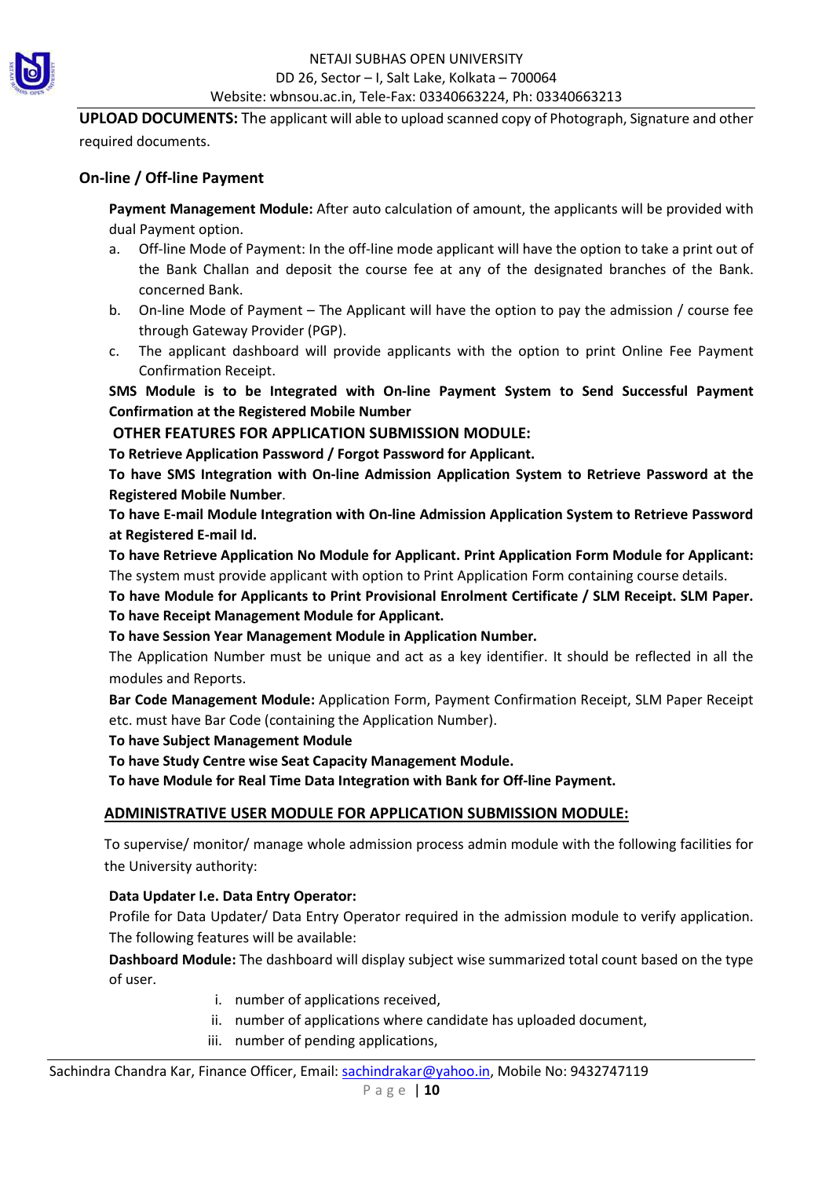**UPLOAD DOCUMENTS:** The applicant will able to upload scanned copy of Photograph, Signature and other required documents.

## On-line / Off-line Payment

**Payment Management Module:** After auto calculation of amount, the applicants will be provided with dual Payment option.

a. Off-line Mode of Payment: In the off-line mode applicant will have the option to take a print out of the Bank Challan and deposit the course fee at any of the designated branches of the Bank. concerned Bank.
b. On-line Mode of Payment – The Applicant will have the option to pay the admission / course fee through Gateway Provider (PGP).
c. The applicant dashboard will provide applicants with the option to print Online Fee Payment Confirmation Receipt.

**SMS Module is to be Integrated with On-line Payment System to Send Successful Payment Confirmation at the Registered Mobile Number**

**OTHER FEATURES FOR APPLICATION SUBMISSION MODULE:**

**To Retrieve Application Password / Forgot Password for Applicant.**

**To have SMS Integration with On-line Admission Application System to Retrieve Password at the Registered Mobile Number**.

**To have E-mail Module Integration with On-line Admission Application System to Retrieve Password at Registered E-mail Id.**

**To have Retrieve Application No Module for Applicant. Print Application Form Module for Applicant:** The system must provide applicant with option to Print Application Form containing course details.

**To have Module for Applicants to Print Provisional Enrolment Certificate / SLM Receipt. SLM Paper.**

**To have Receipt Management Module for Applicant.**

**To have Session Year Management Module in Application Number.**

The Application Number must be unique and act as a key identifier. It should be reflected in all the modules and Reports.

**Bar Code Management Module:** Application Form, Payment Confirmation Receipt, SLM Paper Receipt etc. must have Bar Code (containing the Application Number).

**To have Subject Management Module**

**To have Study Centre wise Seat Capacity Management Module.**

**To have Module for Real Time Data Integration with Bank for Off-line Payment.**

## ADMINISTRATIVE USER MODULE FOR APPLICATION SUBMISSION MODULE:

To supervise/ monitor/ manage whole admission process admin module with the following facilities for the University authority:

**Data Updater I.e. Data Entry Operator:**

Profile for Data Updater/ Data Entry Operator required in the admission module to verify application. The following features will be available:

**Dashboard Module:** The dashboard will display subject wise summarized total count based on the type of user.

i. number of applications received,
ii. number of applications where candidate has uploaded document,
iii. number of pending applications,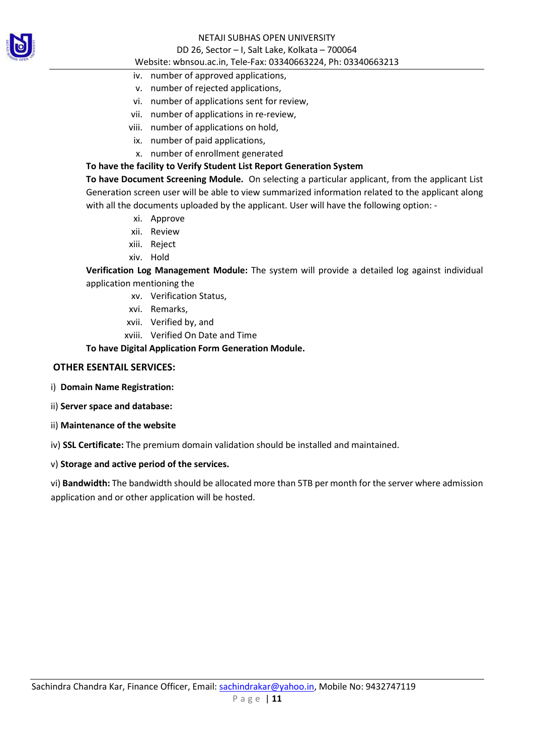iv. number of approved applications,
v. number of rejected applications,
vi. number of applications sent for review,
vii. number of applications in re-review,
viii. number of applications on hold,
ix. number of paid applications,
x. number of enrollment generated

**To have the facility to Verify Student List Report Generation System**

**To have Document Screening Module.** On selecting a particular applicant, from the applicant List Generation screen user will be able to view summarized information related to the applicant along with all the documents uploaded by the applicant. User will have the following option: -

xi. Approve
xii. Review
xiii. Reject
xiv. Hold

**Verification Log Management Module:** The system will provide a detailed log against individual application mentioning the

xv. Verification Status,
xvi. Remarks,
xvii. Verified by, and
xviii. Verified On Date and Time

**To have Digital Application Form Generation Module.**

**OTHER ESENTAIL SERVICES:**

i) **Domain Name Registration:**

ii) **Server space and database:**

ii) **Maintenance of the website**

iv) **SSL Certificate:** The premium domain validation should be installed and maintained.

v) **Storage and active period of the services.**

vi) **Bandwidth:** The bandwidth should be allocated more than 5TB per month for the server where admission application and or other application will be hosted.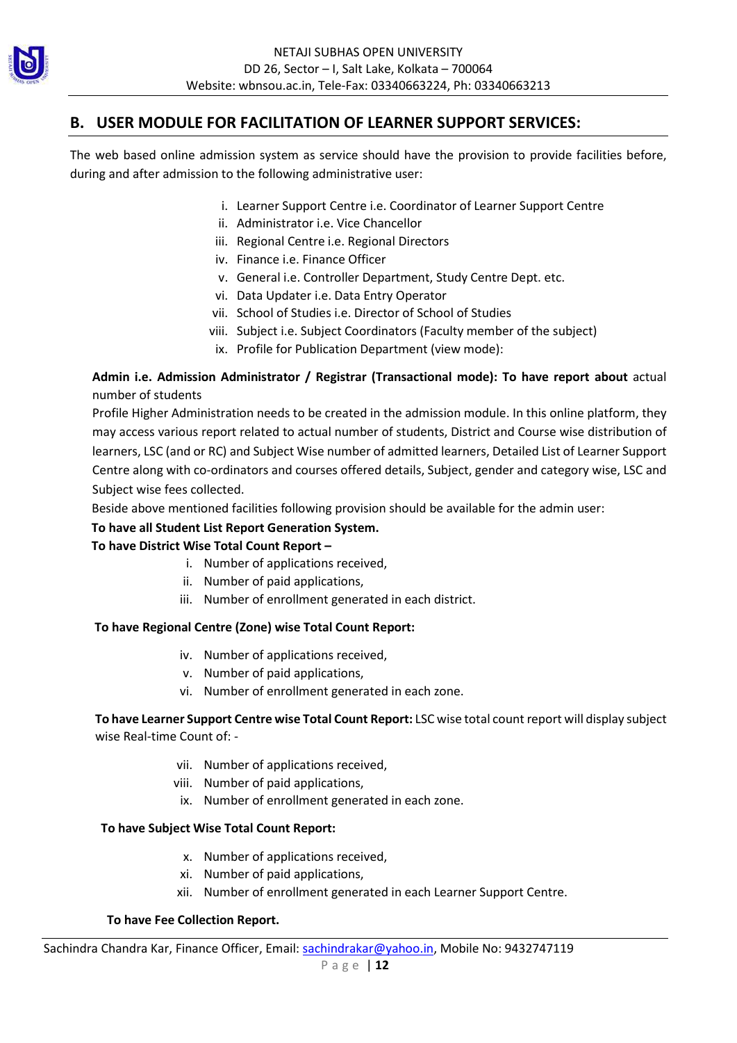## B. USER MODULE FOR FACILITATION OF LEARNER SUPPORT SERVICES:

The web based online admission system as service should have the provision to provide facilities before, during and after admission to the following administrative user:

- i. Learner Support Centre i.e. Coordinator of Learner Support Centre
- ii. Administrator i.e. Vice Chancellor
- iii. Regional Centre i.e. Regional Directors
- iv. Finance i.e. Finance Officer
- v. General i.e. Controller Department, Study Centre Dept. etc.
- vi. Data Updater i.e. Data Entry Operator
- vii. School of Studies i.e. Director of School of Studies
- viii. Subject i.e. Subject Coordinators (Faculty member of the subject)
- ix. Profile for Publication Department (view mode):

**Admin i.e. Admission Administrator / Registrar (Transactional mode): To have report about** actual number of students

Profile Higher Administration needs to be created in the admission module. In this online platform, they may access various report related to actual number of students, District and Course wise distribution of learners, LSC (and or RC) and Subject Wise number of admitted learners, Detailed List of Learner Support Centre along with co-ordinators and courses offered details, Subject, gender and category wise, LSC and Subject wise fees collected.

Beside above mentioned facilities following provision should be available for the admin user:

**To have all Student List Report Generation System.**

**To have District Wise Total Count Report –**

- i. Number of applications received,
- ii. Number of paid applications,
- iii. Number of enrollment generated in each district.

**To have Regional Centre (Zone) wise Total Count Report:**

- iv. Number of applications received,
- v. Number of paid applications,
- vi. Number of enrollment generated in each zone.

**To have Learner Support Centre wise Total Count Report:** LSC wise total count report will display subject wise Real-time Count of: -

- vii. Number of applications received,
- viii. Number of paid applications,
- ix. Number of enrollment generated in each zone.

**To have Subject Wise Total Count Report:**

- x. Number of applications received,
- xi. Number of paid applications,
- xii. Number of enrollment generated in each Learner Support Centre.

**To have Fee Collection Report.**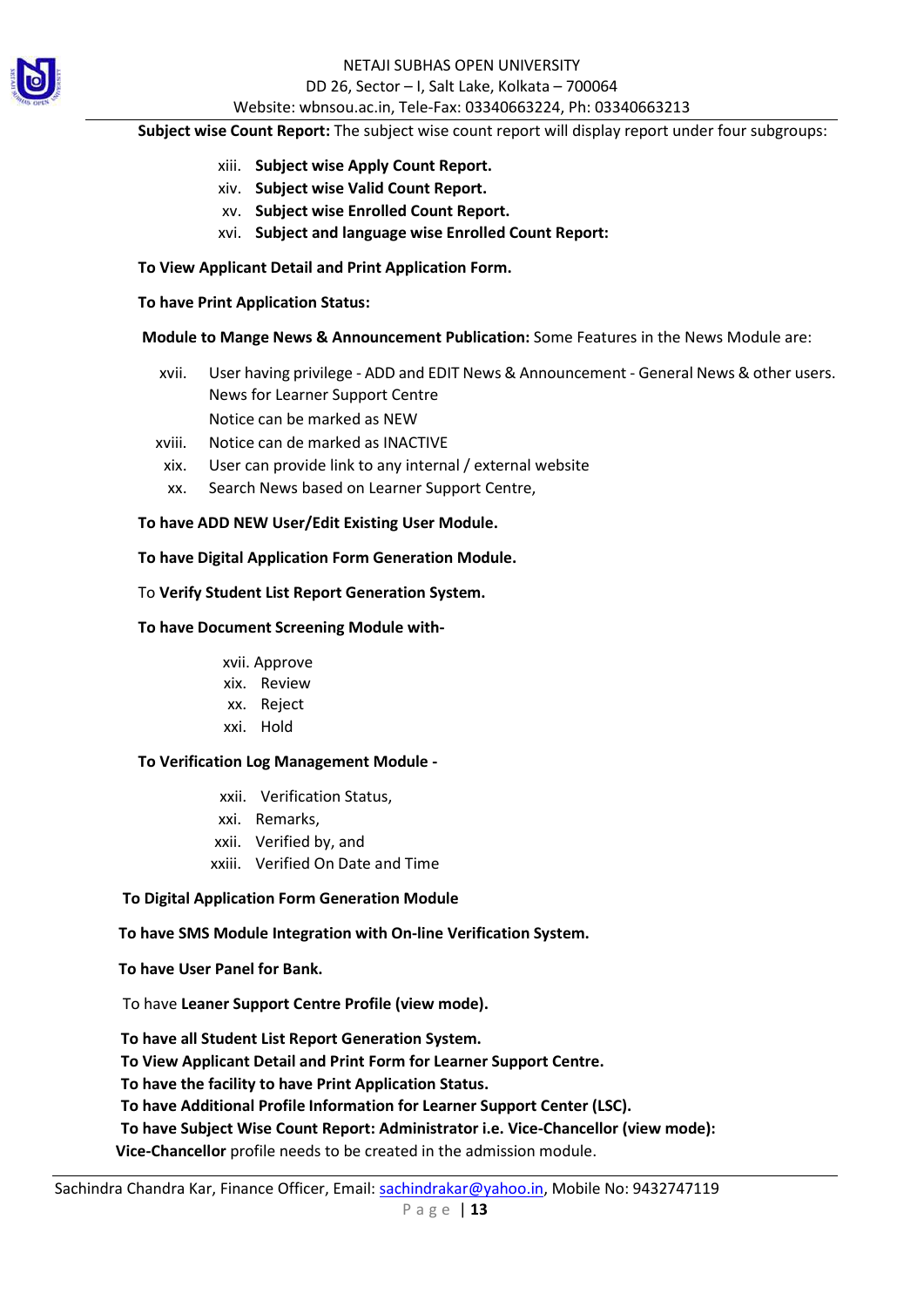**Subject wise Count Report:** The subject wise count report will display report under four subgroups:

- xiii. **Subject wise Apply Count Report.**
- xiv. **Subject wise Valid Count Report.**
- xv. **Subject wise Enrolled Count Report.**
- xvi. **Subject and language wise Enrolled Count Report:**

**To View Applicant Detail and Print Application Form.**

**To have Print Application Status:**

**Module to Mange News & Announcement Publication:** Some Features in the News Module are:

- xvii. User having privilege - ADD and EDIT News & Announcement - General News & other users. News for Learner Support Centre
  Notice can be marked as NEW
- xviii. Notice can de marked as INACTIVE
- xix. User can provide link to any internal / external website
- xx. Search News based on Learner Support Centre,

**To have ADD NEW User/Edit Existing User Module.**

**To have Digital Application Form Generation Module.**

To **Verify Student List Report Generation System.**

**To have Document Screening Module with-**

- xvii. Approve
- xix. Review
- xx. Reject
- xxi. Hold

**To Verification Log Management Module -**

- xxii. Verification Status,
- xxi. Remarks,
- xxii. Verified by, and
- xxiii. Verified On Date and Time

**To Digital Application Form Generation Module**

**To have SMS Module Integration with On-line Verification System.**

**To have User Panel for Bank.**

To have **Leaner Support Centre Profile (view mode).**

**To have all Student List Report Generation System.**
**To View Applicant Detail and Print Form for Learner Support Centre.**
**To have the facility to have Print Application Status.**
**To have Additional Profile Information for Learner Support Center (LSC).**
**To have Subject Wise Count Report: Administrator i.e. Vice-Chancellor (view mode):**
**Vice-Chancellor** profile needs to be created in the admission module.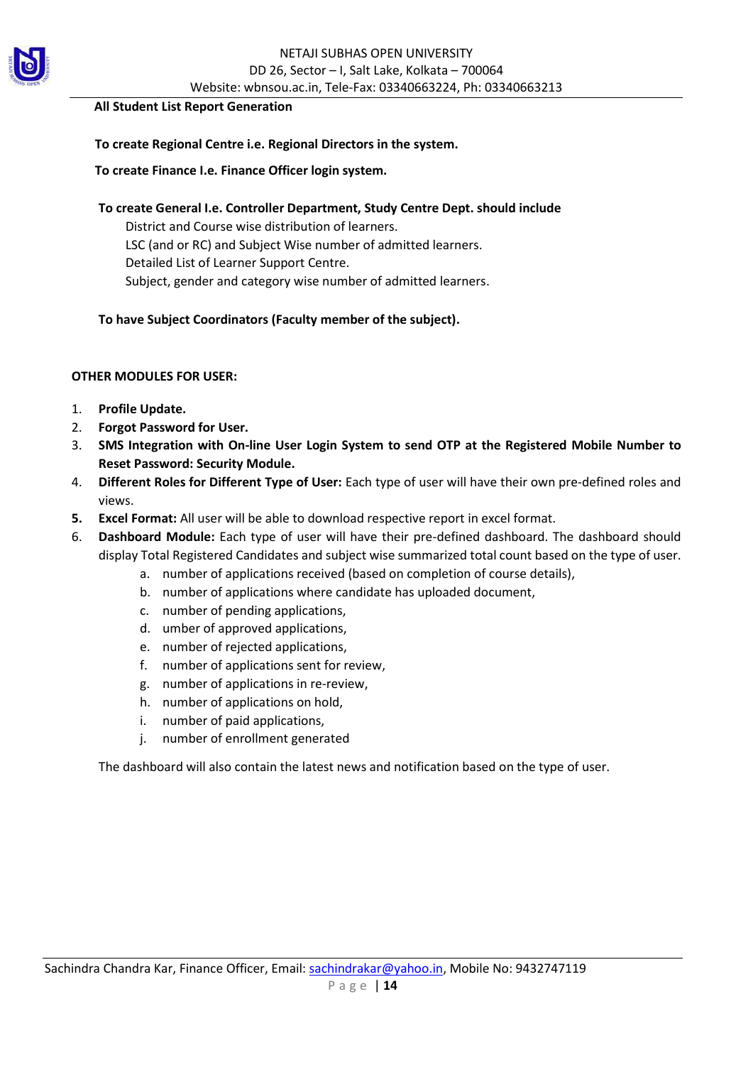**All Student List Report Generation**

**To create Regional Centre i.e. Regional Directors in the system.**

**To create Finance I.e. Finance Officer login system.**

**To create General I.e. Controller Department, Study Centre Dept. should include**

District and Course wise distribution of learners.
LSC (and or RC) and Subject Wise number of admitted learners.
Detailed List of Learner Support Centre.
Subject, gender and category wise number of admitted learners.

**To have Subject Coordinators (Faculty member of the subject).**

**OTHER MODULES FOR USER:**

1. **Profile Update.**
2. **Forgot Password for User.**
3. **SMS Integration with On-line User Login System to send OTP at the Registered Mobile Number to Reset Password: Security Module.**
4. **Different Roles for Different Type of User:** Each type of user will have their own pre-defined roles and views.
5. **Excel Format:** All user will be able to download respective report in excel format.
6. **Dashboard Module:** Each type of user will have their pre-defined dashboard. The dashboard should display Total Registered Candidates and subject wise summarized total count based on the type of user.
   a. number of applications received (based on completion of course details),
   b. number of applications where candidate has uploaded document,
   c. number of pending applications,
   d. umber of approved applications,
   e. number of rejected applications,
   f. number of applications sent for review,
   g. number of applications in re-review,
   h. number of applications on hold,
   i. number of paid applications,
   j. number of enrollment generated

   The dashboard will also contain the latest news and notification based on the type of user.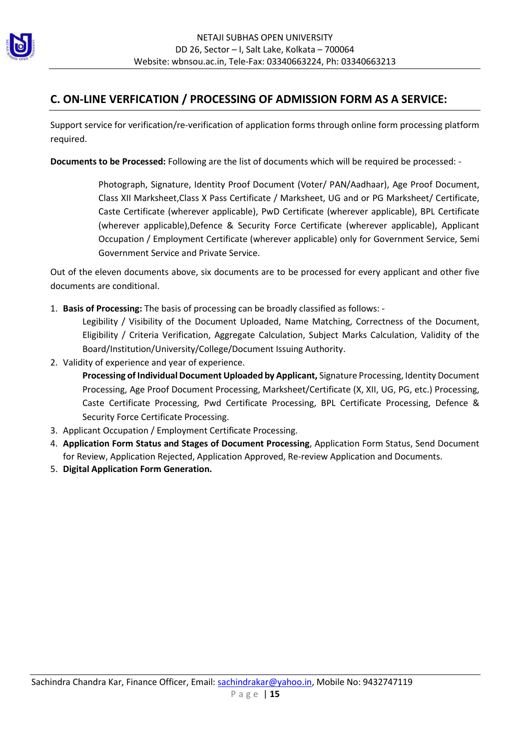## C. ON-LINE VERFICATION / PROCESSING OF ADMISSION FORM AS A SERVICE:

Support service for verification/re-verification of application forms through online form processing platform required.

**Documents to be Processed:** Following are the list of documents which will be required be processed: -

> Photograph, Signature, Identity Proof Document (Voter/ PAN/Aadhaar), Age Proof Document, Class XII Marksheet,Class X Pass Certificate / Marksheet, UG and or PG Marksheet/ Certificate, Caste Certificate (wherever applicable), PwD Certificate (wherever applicable), BPL Certificate (wherever applicable),Defence & Security Force Certificate (wherever applicable), Applicant Occupation / Employment Certificate (wherever applicable) only for Government Service, Semi Government Service and Private Service.

Out of the eleven documents above, six documents are to be processed for every applicant and other five documents are conditional.

1. **Basis of Processing:** The basis of processing can be broadly classified as follows: -
   Legibility / Visibility of the Document Uploaded, Name Matching, Correctness of the Document, Eligibility / Criteria Verification, Aggregate Calculation, Subject Marks Calculation, Validity of the Board/Institution/University/College/Document Issuing Authority.
2. Validity of experience and year of experience.
   **Processing of Individual Document Uploaded by Applicant,** Signature Processing, Identity Document Processing, Age Proof Document Processing, Marksheet/Certificate (X, XII, UG, PG, etc.) Processing, Caste Certificate Processing, Pwd Certificate Processing, BPL Certificate Processing, Defence & Security Force Certificate Processing.
3. Applicant Occupation / Employment Certificate Processing.
4. **Application Form Status and Stages of Document Processing**, Application Form Status, Send Document for Review, Application Rejected, Application Approved, Re-review Application and Documents.
5. **Digital Application Form Generation.**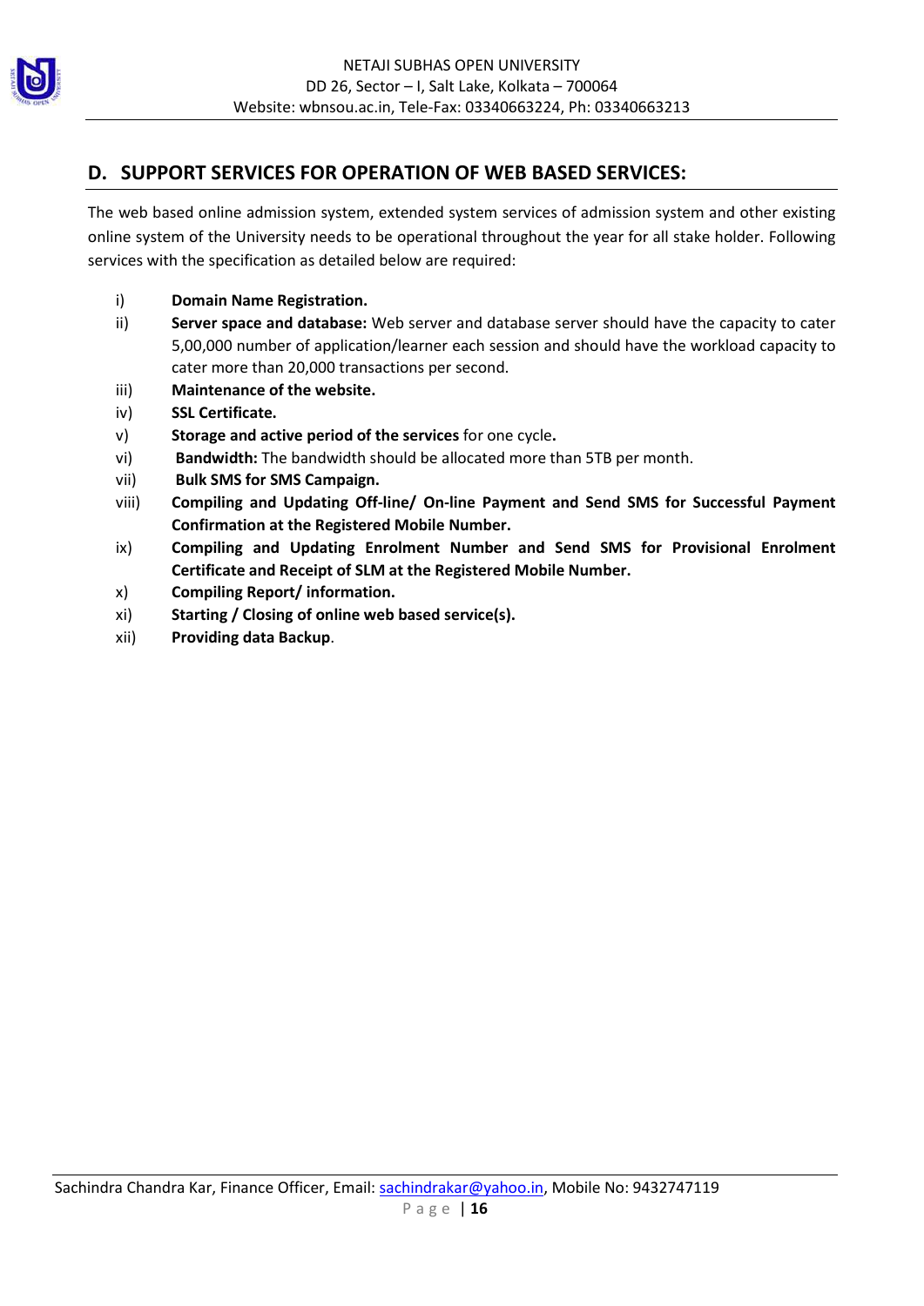## D. SUPPORT SERVICES FOR OPERATION OF WEB BASED SERVICES:

The web based online admission system, extended system services of admission system and other existing online system of the University needs to be operational throughout the year for all stake holder. Following services with the specification as detailed below are required:

i) **Domain Name Registration.**

ii) **Server space and database:** Web server and database server should have the capacity to cater 5,00,000 number of application/learner each session and should have the workload capacity to cater more than 20,000 transactions per second.

iii) **Maintenance of the website.**

iv) **SSL Certificate.**

v) **Storage and active period of the services** for one cycle**.**

vi) **Bandwidth:** The bandwidth should be allocated more than 5TB per month.

vii) **Bulk SMS for SMS Campaign.**

viii) **Compiling and Updating Off-line/ On-line Payment and Send SMS for Successful Payment Confirmation at the Registered Mobile Number.**

ix) **Compiling and Updating Enrolment Number and Send SMS for Provisional Enrolment Certificate and Receipt of SLM at the Registered Mobile Number.**

x) **Compiling Report/ information.**

xi) **Starting / Closing of online web based service(s).**

xii) **Providing data Backup**.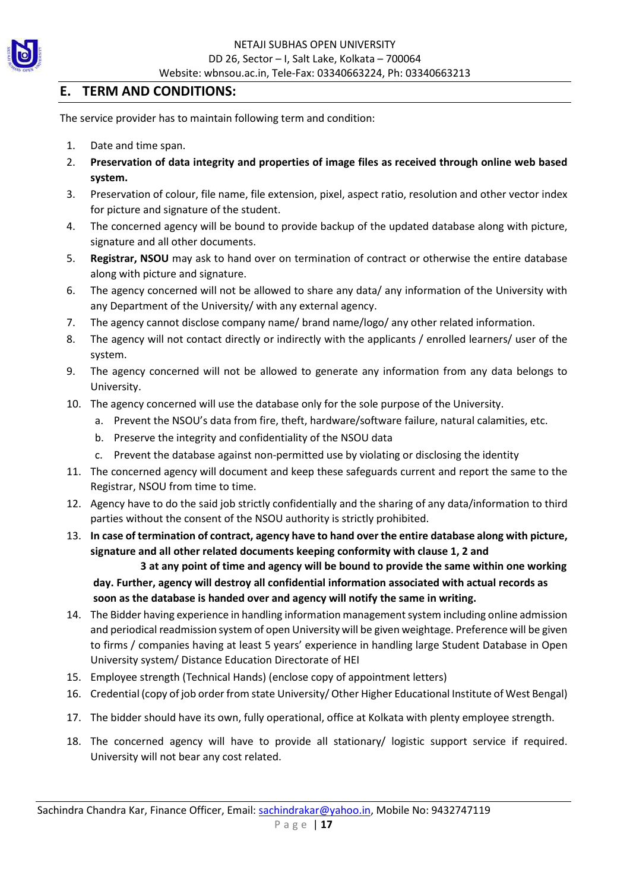## E. TERM AND CONDITIONS:

The service provider has to maintain following term and condition:

1. Date and time span.
2. **Preservation of data integrity and properties of image files as received through online web based system.**
3. Preservation of colour, file name, file extension, pixel, aspect ratio, resolution and other vector index for picture and signature of the student.
4. The concerned agency will be bound to provide backup of the updated database along with picture, signature and all other documents.
5. **Registrar, NSOU** may ask to hand over on termination of contract or otherwise the entire database along with picture and signature.
6. The agency concerned will not be allowed to share any data/ any information of the University with any Department of the University/ with any external agency.
7. The agency cannot disclose company name/ brand name/logo/ any other related information.
8. The agency will not contact directly or indirectly with the applicants / enrolled learners/ user of the system.
9. The agency concerned will not be allowed to generate any information from any data belongs to University.
10. The agency concerned will use the database only for the sole purpose of the University.
    a. Prevent the NSOU's data from fire, theft, hardware/software failure, natural calamities, etc.
    b. Preserve the integrity and confidentiality of the NSOU data
    c. Prevent the database against non-permitted use by violating or disclosing the identity
11. The concerned agency will document and keep these safeguards current and report the same to the Registrar, NSOU from time to time.
12. Agency have to do the said job strictly confidentially and the sharing of any data/information to third parties without the consent of the NSOU authority is strictly prohibited.
13. **In case of termination of contract, agency have to hand over the entire database along with picture, signature and all other related documents keeping conformity with clause 1, 2 and 3 at any point of time and agency will be bound to provide the same within one working day. Further, agency will destroy all confidential information associated with actual records as soon as the database is handed over and agency will notify the same in writing.**
14. The Bidder having experience in handling information management system including online admission and periodical readmission system of open University will be given weightage. Preference will be given to firms / companies having at least 5 years' experience in handling large Student Database in Open University system/ Distance Education Directorate of HEI
15. Employee strength (Technical Hands) (enclose copy of appointment letters)
16. Credential (copy of job order from state University/ Other Higher Educational Institute of West Bengal)
17. The bidder should have its own, fully operational, office at Kolkata with plenty employee strength.
18. The concerned agency will have to provide all stationary/ logistic support service if required. University will not bear any cost related.